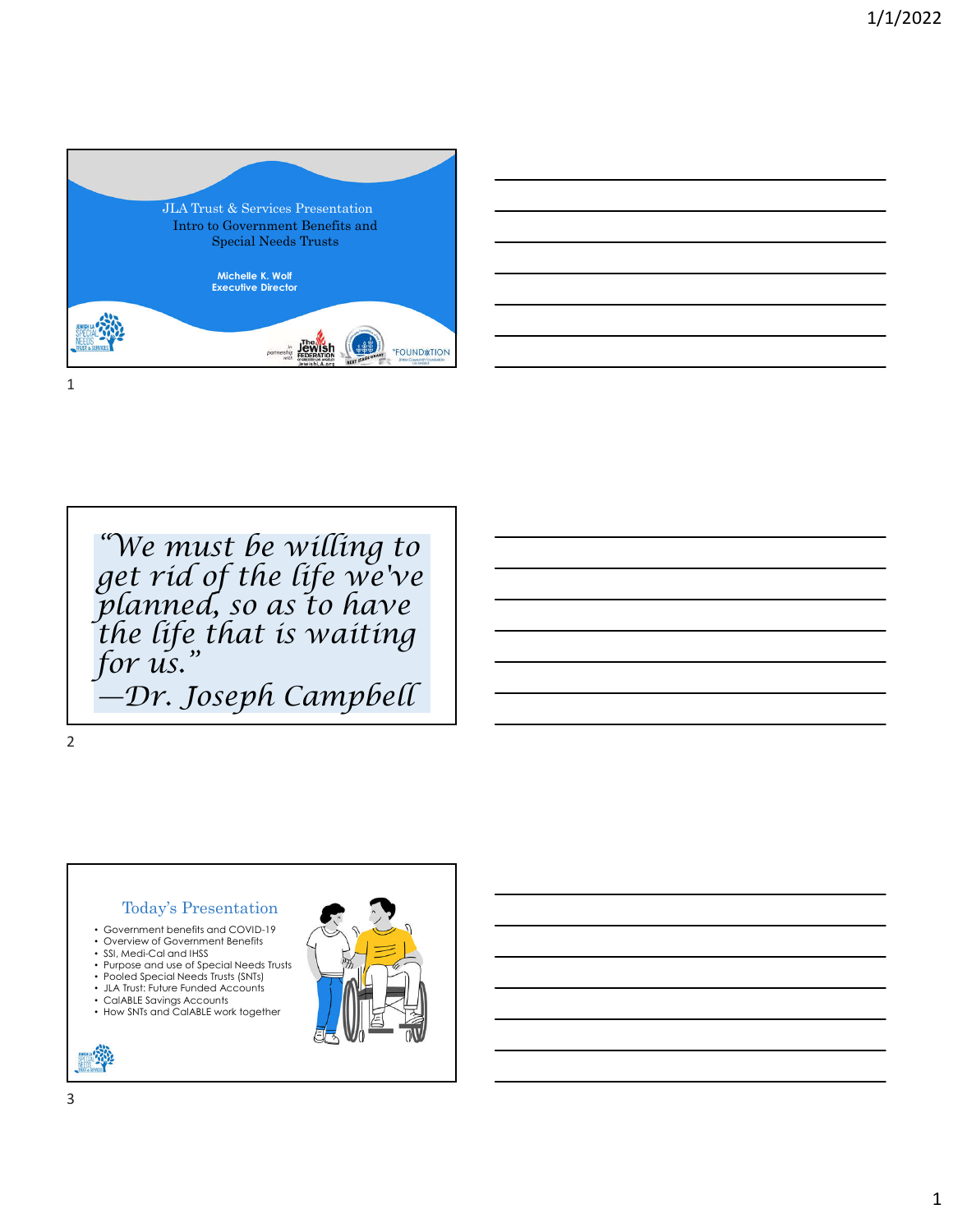JLA Trust & Services Presentation

Intro to Government Benefits and Special Needs Trusts

**Michelle K. Wolf**
**Executive Director**

"We must be willing to get rid of the life we've planned, so as to have the life that is waiting for us."
—Dr. Joseph Campbell

## Today's Presentation

- Government benefits and COVID-19
- Overview of Government Benefits
- SSI, Medi-Cal and IHSS
- Purpose and use of Special Needs Trusts
- Pooled Special Needs Trusts (SNTs)
- JLA Trust: Future Funded Accounts
- CalABLE Savings Accounts
- How SNTs and CalABLE work together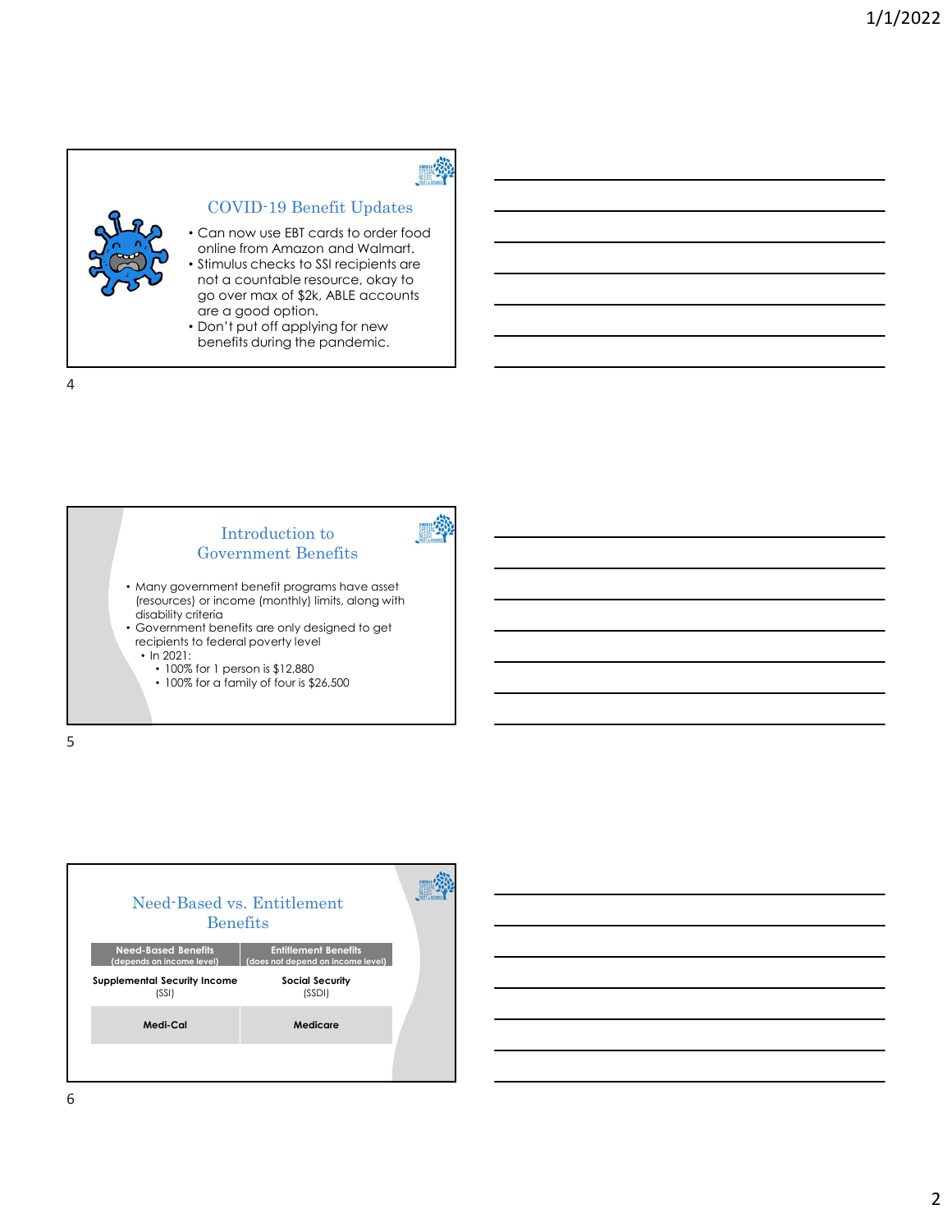## COVID-19 Benefit Updates

- Can now use EBT cards to order food online from Amazon and Walmart.
- Stimulus checks to SSI recipients are not a countable resource, okay to go over max of $2k, ABLE accounts are a good option.
- Don't put off applying for new benefits during the pandemic.

## Introduction to Government Benefits

- Many government benefit programs have asset (resources) or income (monthly) limits, along with disability criteria
- Government benefits are only designed to get recipients to federal poverty level
  - In 2021:
    - 100% for 1 person is $12,880
    - 100% for a family of four is $26,500

## Need-Based vs. Entitlement Benefits

| Need-Based Benefits (depends on income level) | Entitlement Benefits (does not depend on income level) |
|---|---|
| **Supplemental Security Income** (SSI) | **Social Security** (SSDI) |
| **Medi-Cal** | **Medicare** |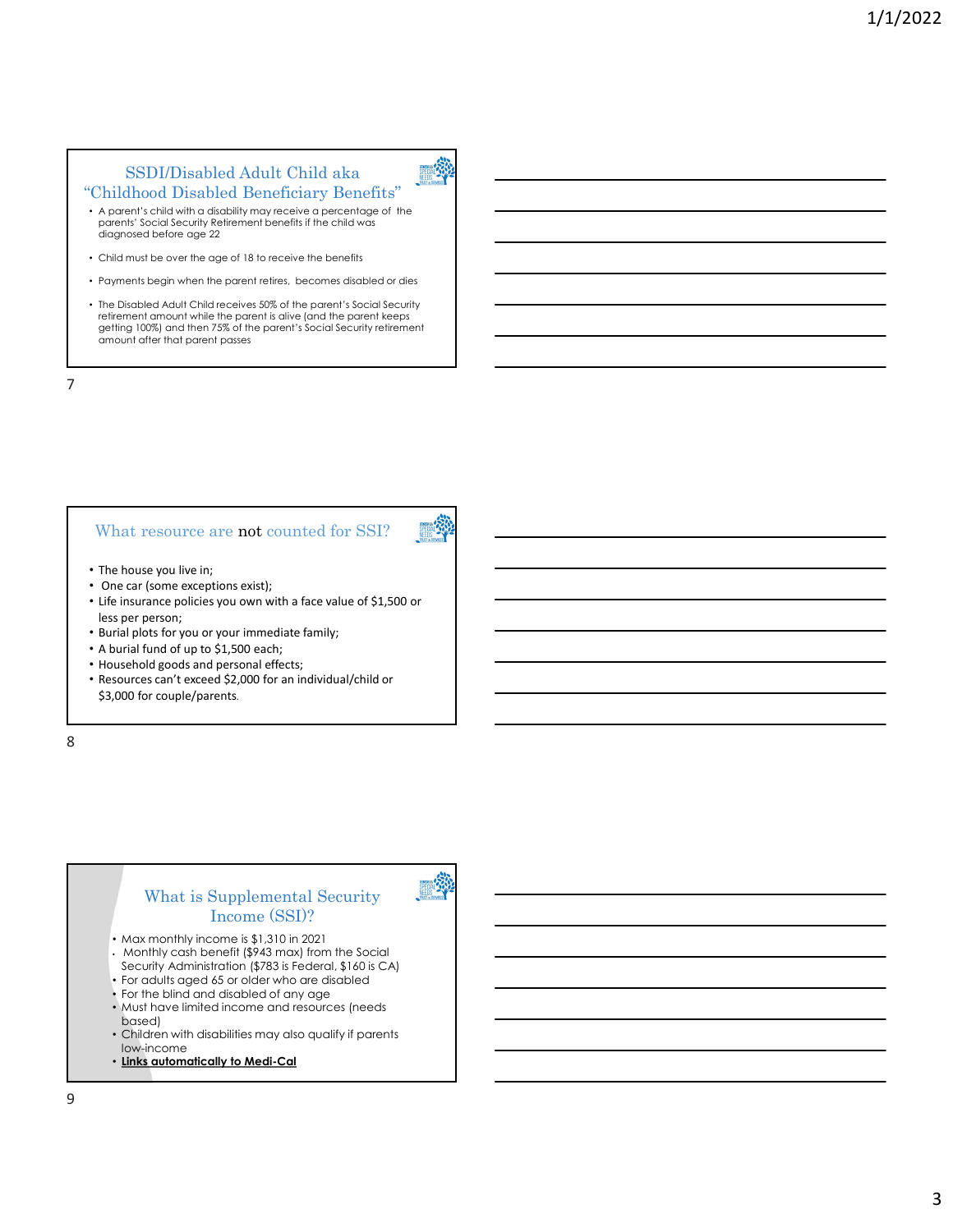## SSDI/Disabled Adult Child aka "Childhood Disabled Beneficiary Benefits"

- A parent's child with a disability may receive a percentage of the parents' Social Security Retirement benefits if the child was diagnosed before age 22
- Child must be over the age of 18 to receive the benefits
- Payments begin when the parent retires, becomes disabled or dies
- The Disabled Adult Child receives 50% of the parent's Social Security retirement amount while the parent is alive (and the parent keeps getting 100%) and then 75% of the parent's Social Security retirement amount after that parent passes

## What resource are not counted for SSI?

- The house you live in;
- One car (some exceptions exist);
- Life insurance policies you own with a face value of $1,500 or less per person;
- Burial plots for you or your immediate family;
- A burial fund of up to $1,500 each;
- Household goods and personal effects;
- Resources can't exceed $2,000 for an individual/child or $3,000 for couple/parents.

## What is Supplemental Security Income (SSI)?

- Max monthly income is $1,310 in 2021
- Monthly cash benefit ($943 max) from the Social Security Administration ($783 is Federal, $160 is CA)
- For adults aged 65 or older who are disabled
- For the blind and disabled of any age
- Must have limited income and resources (needs based)
- Children with disabilities may also qualify if parents low-income
- **Links automatically to Medi-Cal**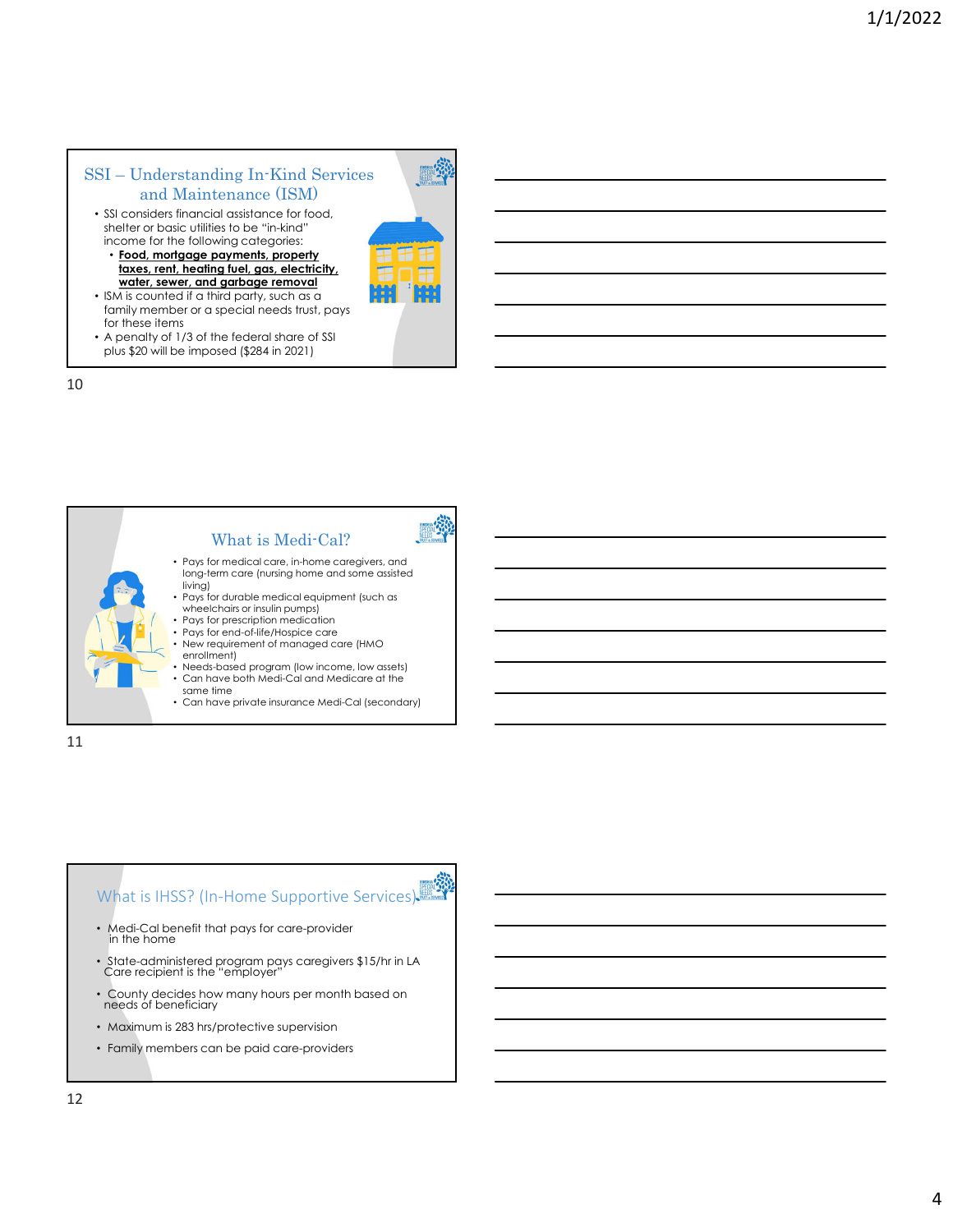## SSI – Understanding In-Kind Services and Maintenance (ISM)

- SSI considers financial assistance for food, shelter or basic utilities to be "in-kind" income for the following categories:
  - **Food, mortgage payments, property taxes, rent, heating fuel, gas, electricity, water, sewer, and garbage removal**
- ISM is counted if a third party, such as a family member or a special needs trust, pays for these items
- A penalty of 1/3 of the federal share of SSI plus $20 will be imposed ($284 in 2021)

## What is Medi-Cal?

- Pays for medical care, in-home caregivers, and long-term care (nursing home and some assisted living)
- Pays for durable medical equipment (such as wheelchairs or insulin pumps)
- Pays for prescription medication
- Pays for end-of-life/Hospice care
- New requirement of managed care (HMO enrollment)
- Needs-based program (low income, low assets)
- Can have both Medi-Cal and Medicare at the same time
- Can have private insurance Medi-Cal (secondary)

## What is IHSS? (In-Home Supportive Services)

- Medi-Cal benefit that pays for care-provider in the home
- State-administered program pays caregivers $15/hr in LA Care recipient is the "employer"
- County decides how many hours per month based on needs of beneficiary
- Maximum is 283 hrs/protective supervision
- Family members can be paid care-providers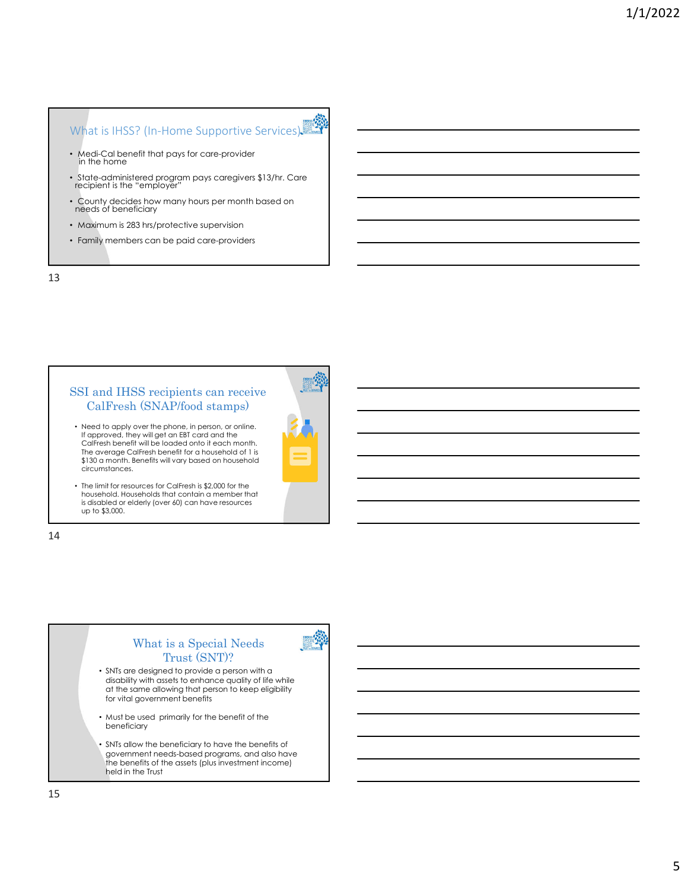## What is IHSS? (In-Home Supportive Services)

- Medi-Cal benefit that pays for care-provider in the home
- State-administered program pays caregivers $13/hr. Care recipient is the "employer"
- County decides how many hours per month based on needs of beneficiary
- Maximum is 283 hrs/protective supervision
- Family members can be paid care-providers

## SSI and IHSS recipients can receive CalFresh (SNAP/food stamps)

- Need to apply over the phone, in person, or online. If approved, they will get an EBT card and the CalFresh benefit will be loaded onto it each month. The average CalFresh benefit for a household of 1 is $130 a month. Benefits will vary based on household circumstances.
- The limit for resources for CalFresh is $2,000 for the household. Households that contain a member that is disabled or elderly (over 60) can have resources up to $3,000.

## What is a Special Needs Trust (SNT)?

- SNTs are designed to provide a person with a disability with assets to enhance quality of life while at the same time allowing that person to keep eligibility for vital government benefits
- Must be used primarily for the benefit of the beneficiary
- SNTs allow the beneficiary to have the benefits of government needs-based programs, and also have the benefits of the assets (plus investment income) held in the Trust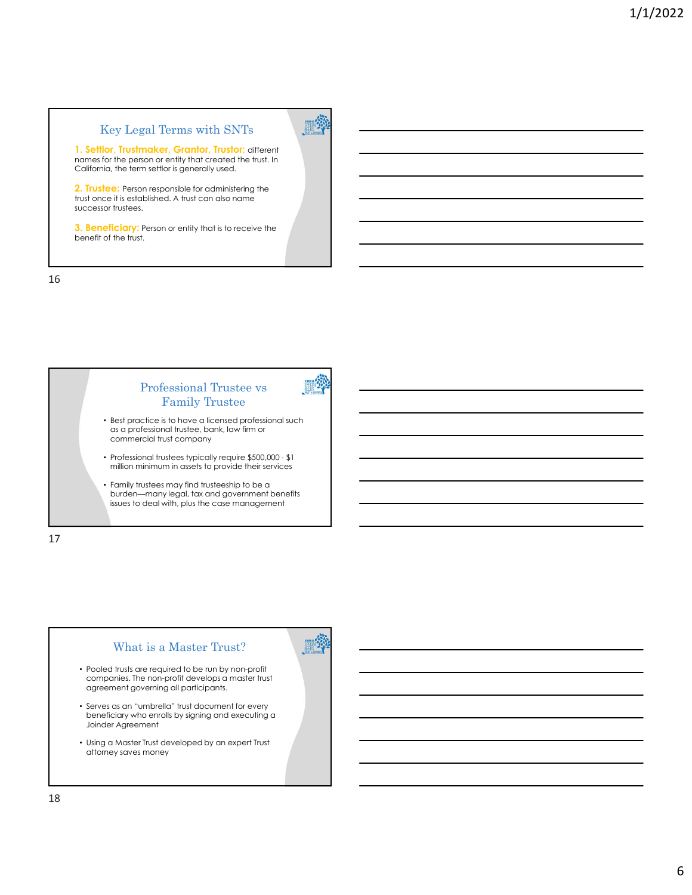## Key Legal Terms with SNTs

**1. Settlor, Trustmaker, Grantor, Trustor:** different names for the person or entity that created the trust. In California, the term settlor is generally used.

**2. Trustee:** Person responsible for administering the trust once it is established. A trust can also name successor trustees.

**3. Beneficiary:** Person or entity that is to receive the benefit of the trust.

## Professional Trustee vs Family Trustee

- Best practice is to have a licensed professional such as a professional trustee, bank, law firm or commercial trust company
- Professional trustees typically require $500,000 - $1 million minimum in assets to provide their services
- Family trustees may find trusteeship to be a burden—many legal, tax and government benefits issues to deal with, plus the case management

## What is a Master Trust?

- Pooled trusts are required to be run by non-profit companies. The non-profit develops a master trust agreement governing all participants.
- Serves as an "umbrella" trust document for every beneficiary who enrolls by signing and executing a Joinder Agreement
- Using a Master Trust developed by an expert Trust attorney saves money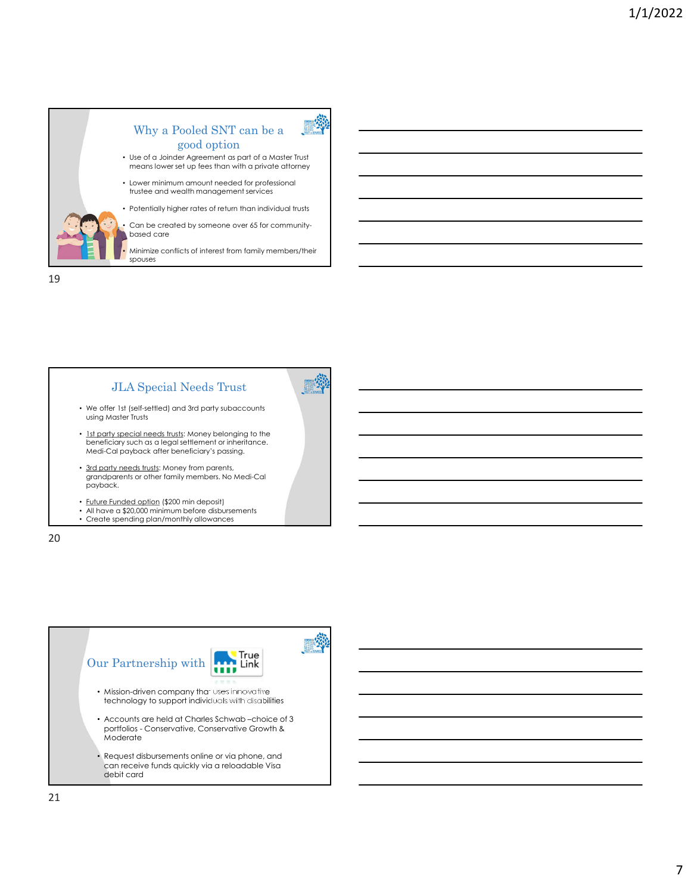## Why a Pooled SNT can be a good option

- Use of a Joinder Agreement as part of a Master Trust means lower set up fees than with a private attorney
- Lower minimum amount needed for professional trustee and wealth management services
- Potentially higher rates of return than individual trusts
- Can be created by someone over 65 for community-based care
- Minimize conflicts of interest from family members/their spouses

## JLA Special Needs Trust

- We offer 1st (self-settled) and 3rd party subaccounts using Master Trusts
- 1st party special needs trusts: Money belonging to the beneficiary such as a legal settlement or inheritance. Medi-Cal payback after beneficiary's passing.
- 3rd party needs trusts: Money from parents, grandparents or other family members. No Medi-Cal payback.
- Future Funded option ($200 min deposit)
- All have a $20,000 minimum before disbursements
- Create spending plan/monthly allowances

## Our Partnership with True Link

- Mission-driven company that uses innovative technology to support individuals with disabilities
- Accounts are held at Charles Schwab –choice of 3 portfolios - Conservative, Conservative Growth & Moderate
- Request disbursements online or via phone, and can receive funds quickly via a reloadable Visa debit card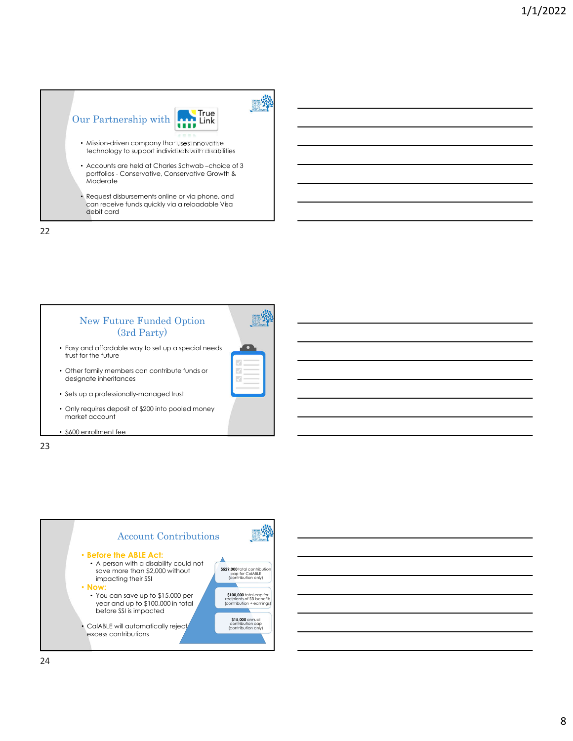## Our Partnership with True Link

- Mission-driven company that uses innovative technology to support individuals with disabilities
- Accounts are held at Charles Schwab –choice of 3 portfolios - Conservative, Conservative Growth & Moderate
- Request disbursements online or via phone, and can receive funds quickly via a reloadable Visa debit card

## New Future Funded Option (3rd Party)

- Easy and affordable way to set up a special needs trust for the future
- Other family members can contribute funds or designate inheritances
- Sets up a professionally-managed trust
- Only requires deposit of $200 into pooled money market account
- $600 enrollment fee

## Account Contributions

- **Before the ABLE Act:**
  - A person with a disability could not save more than $2,000 without impacting their SSI
- **Now:**
  - You can save up to $15,000 per year and up to $100,000 in total before SSI is impacted
- CalABLE will automatically reject excess contributions

**$529,000** total contribution cap for CalABLE (contribution only)

**$100,000** total cap for recipients of SSI benefits (contribution + earnings)

**$15,000** annual contribution cap (contribution only)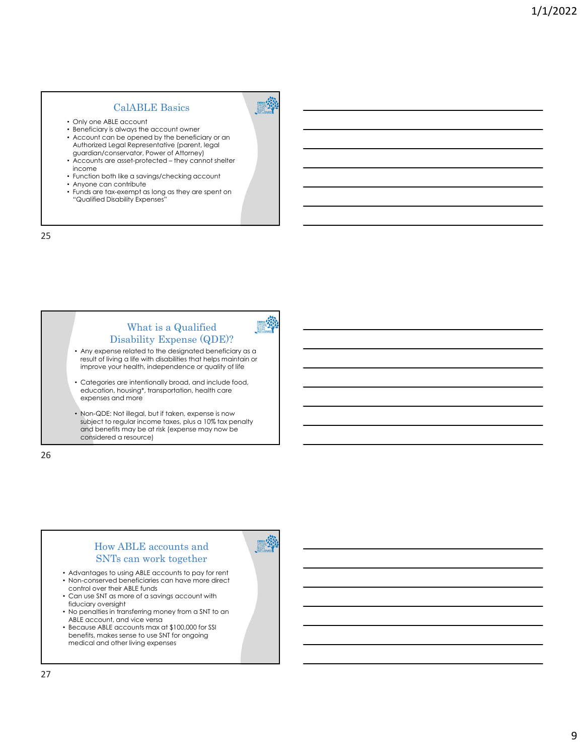## CalABLE Basics

- Only one ABLE account
- Beneficiary is always the account owner
- Account can be opened by the beneficiary or an Authorized Legal Representative (parent, legal guardian/conservator, Power of Attorney)
- Accounts are asset-protected – they cannot shelter income
- Function both like a savings/checking account
- Anyone can contribute
- Funds are tax-exempt as long as they are spent on "Qualified Disability Expenses"

## What is a Qualified Disability Expense (QDE)?

- Any expense related to the designated beneficiary as a result of living a life with disabilities that helps maintain or improve your health, independence or quality of life
- Categories are intentionally broad, and include food, education, housing*, transportation, health care expenses and more
- Non-QDE: Not illegal, but if taken, expense is now subject to regular income taxes, plus a 10% tax penalty and benefits may be at risk (expense may now be considered a resource)

## How ABLE accounts and SNTs can work together

- Advantages to using ABLE accounts to pay for rent
- Non-conserved beneficiaries can have more direct control over their ABLE funds
- Can use SNT as more of a savings account with fiduciary oversight
- No penalties in transferring money from a SNT to an ABLE account, and vice versa
- Because ABLE accounts max at $100,000 for SSI benefits, makes sense to use SNT for ongoing medical and other living expenses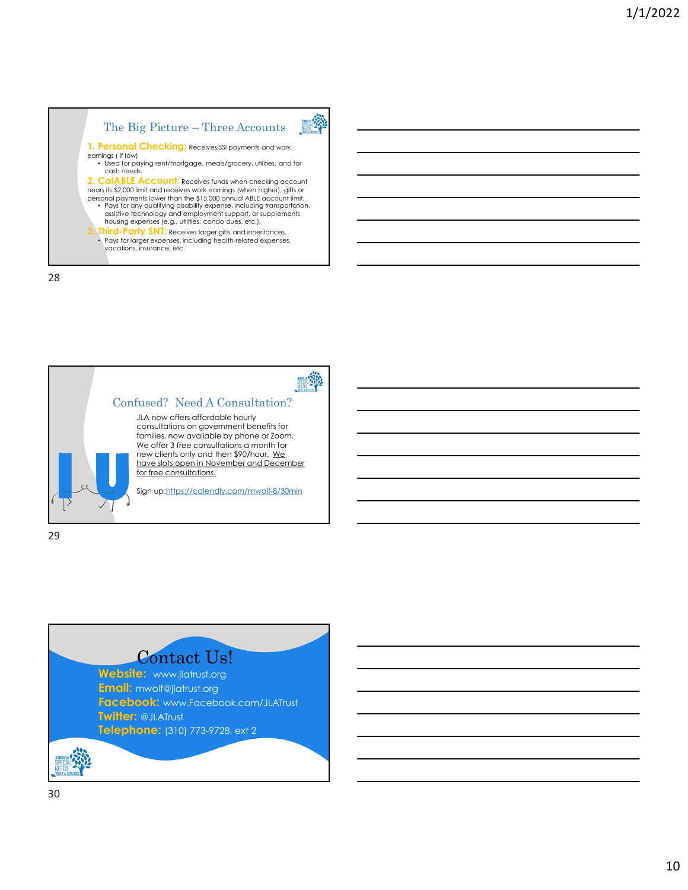## The Big Picture – Three Accounts

**1. Personal Checking:** Receives SSI payments and work earnings ( if low)

- Used for paying rent/mortgage, meals/grocery, utilities, and for cash needs.

**2. CalABLE Account:** Receives funds when checking account nears its $2,000 limit and receives work earnings (when higher), gifts or personal payments lower than the $15,000 annual ABLE account limit.

- Pays for any qualifying disability expense, including transportation, assistive technology and employment support, or supplements housing expenses (e.g., utilities, condo dues, etc.).

**3. Third-Party SNT:** Receives larger gifts and inheritances.

- Pays for larger expenses, including health-related expenses, vacations, insurance, etc.

## Confused? Need A Consultation?

JLA now offers affordable hourly consultations on government benefits for families, now available by phone or Zoom. We offer 3 free consultations a month for new clients only and then $90/hour. We have slots open in November and December for free consultations.

Sign up:https://calendly.com/mwolf-8/30min

## Contact Us!

**Website:** www.jlatrust.org
**Email:** mwolf@jlatrust.org
**Facebook:** www.Facebook.com/JLATrust
**Twitter:** @JLATrust
**Telephone:** (310) 773-9728, ext 2